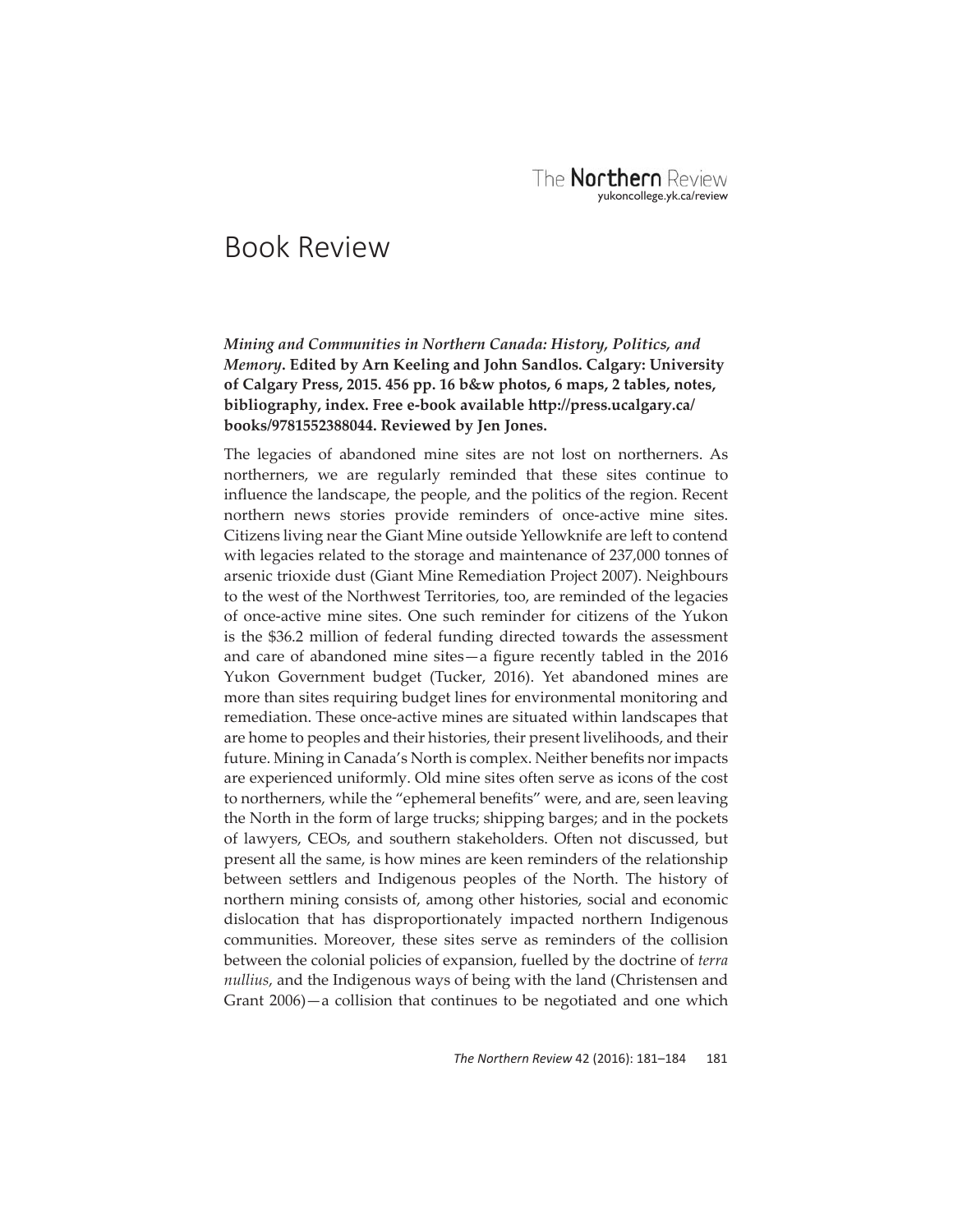# Book Review

***Mining and Communities in Northern Canada: History, Politics, and Memory*. Edited by Arn Keeling and John Sandlos. Calgary: University of Calgary Press, 2015. 456 pp. 16 b&w photos, 6 maps, 2 tables, notes, bibliography, index. Free e-book available http://press.ucalgary.ca/books/9781552388044. Reviewed by Jen Jones.**

The legacies of abandoned mine sites are not lost on northerners. As northerners, we are regularly reminded that these sites continue to influence the landscape, the people, and the politics of the region. Recent northern news stories provide reminders of once-active mine sites. Citizens living near the Giant Mine outside Yellowknife are left to contend with legacies related to the storage and maintenance of 237,000 tonnes of arsenic trioxide dust (Giant Mine Remediation Project 2007). Neighbours to the west of the Northwest Territories, too, are reminded of the legacies of once-active mine sites. One such reminder for citizens of the Yukon is the $36.2 million of federal funding directed towards the assessment and care of abandoned mine sites—a figure recently tabled in the 2016 Yukon Government budget (Tucker, 2016). Yet abandoned mines are more than sites requiring budget lines for environmental monitoring and remediation. These once-active mines are situated within landscapes that are home to peoples and their histories, their present livelihoods, and their future. Mining in Canada's North is complex. Neither benefits nor impacts are experienced uniformly. Old mine sites often serve as icons of the cost to northerners, while the "ephemeral benefits" were, and are, seen leaving the North in the form of large trucks; shipping barges; and in the pockets of lawyers, CEOs, and southern stakeholders. Often not discussed, but present all the same, is how mines are keen reminders of the relationship between settlers and Indigenous peoples of the North. The history of northern mining consists of, among other histories, social and economic dislocation that has disproportionately impacted northern Indigenous communities. Moreover, these sites serve as reminders of the collision between the colonial policies of expansion, fuelled by the doctrine of *terra nullius*, and the Indigenous ways of being with the land (Christensen and Grant 2006)—a collision that continues to be negotiated and one which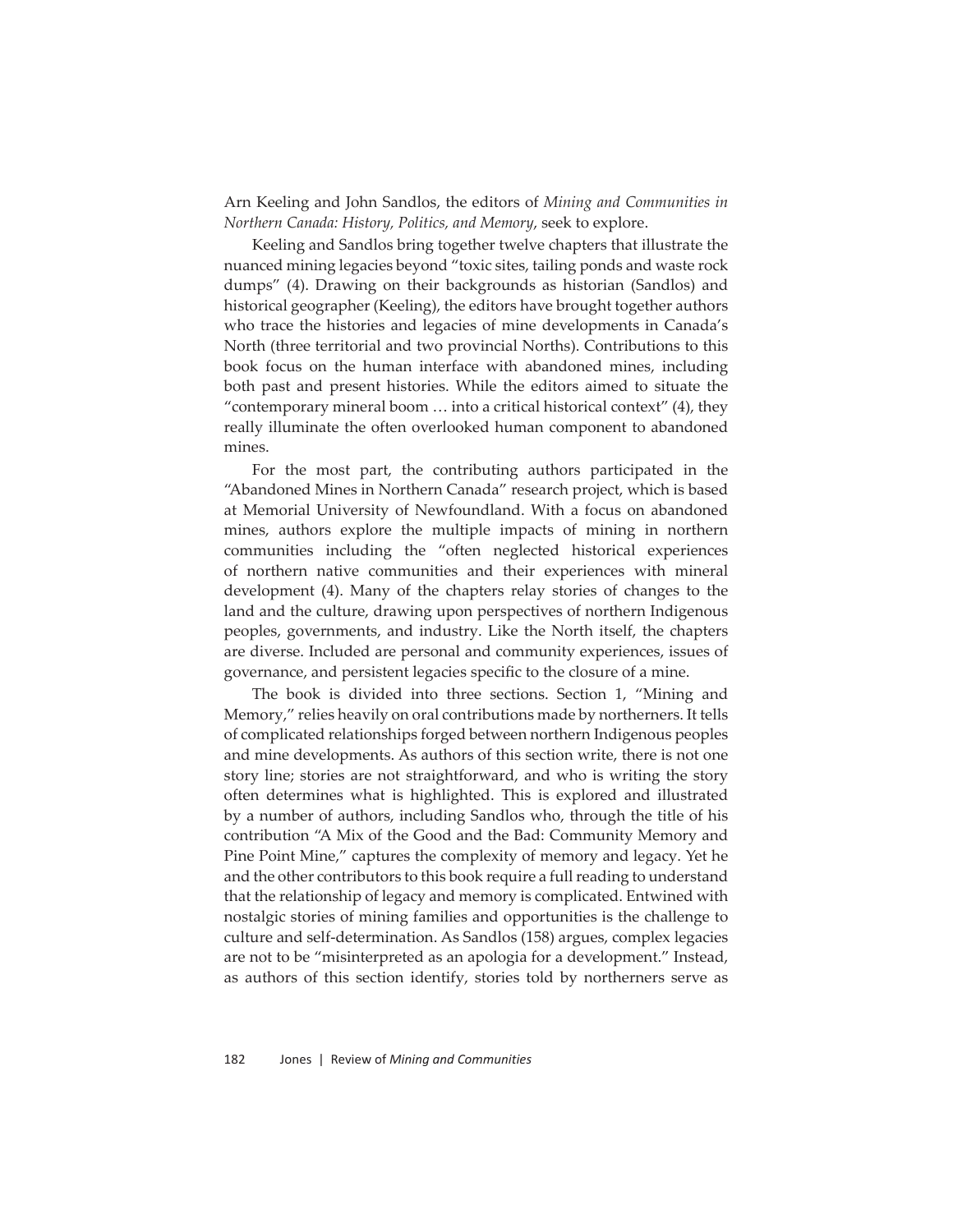Arn Keeling and John Sandlos, the editors of *Mining and Communities in Northern Canada: History, Politics, and Memory*, seek to explore.

Keeling and Sandlos bring together twelve chapters that illustrate the nuanced mining legacies beyond "toxic sites, tailing ponds and waste rock dumps" (4). Drawing on their backgrounds as historian (Sandlos) and historical geographer (Keeling), the editors have brought together authors who trace the histories and legacies of mine developments in Canada's North (three territorial and two provincial Norths). Contributions to this book focus on the human interface with abandoned mines, including both past and present histories. While the editors aimed to situate the "contemporary mineral boom … into a critical historical context" (4), they really illuminate the often overlooked human component to abandoned mines.

For the most part, the contributing authors participated in the "Abandoned Mines in Northern Canada" research project, which is based at Memorial University of Newfoundland. With a focus on abandoned mines, authors explore the multiple impacts of mining in northern communities including the "often neglected historical experiences of northern native communities and their experiences with mineral development (4). Many of the chapters relay stories of changes to the land and the culture, drawing upon perspectives of northern Indigenous peoples, governments, and industry. Like the North itself, the chapters are diverse. Included are personal and community experiences, issues of governance, and persistent legacies specific to the closure of a mine.

The book is divided into three sections. Section 1, "Mining and Memory," relies heavily on oral contributions made by northerners. It tells of complicated relationships forged between northern Indigenous peoples and mine developments. As authors of this section write, there is not one story line; stories are not straightforward, and who is writing the story often determines what is highlighted. This is explored and illustrated by a number of authors, including Sandlos who, through the title of his contribution "A Mix of the Good and the Bad: Community Memory and Pine Point Mine," captures the complexity of memory and legacy. Yet he and the other contributors to this book require a full reading to understand that the relationship of legacy and memory is complicated. Entwined with nostalgic stories of mining families and opportunities is the challenge to culture and self-determination. As Sandlos (158) argues, complex legacies are not to be "misinterpreted as an apologia for a development." Instead, as authors of this section identify, stories told by northerners serve as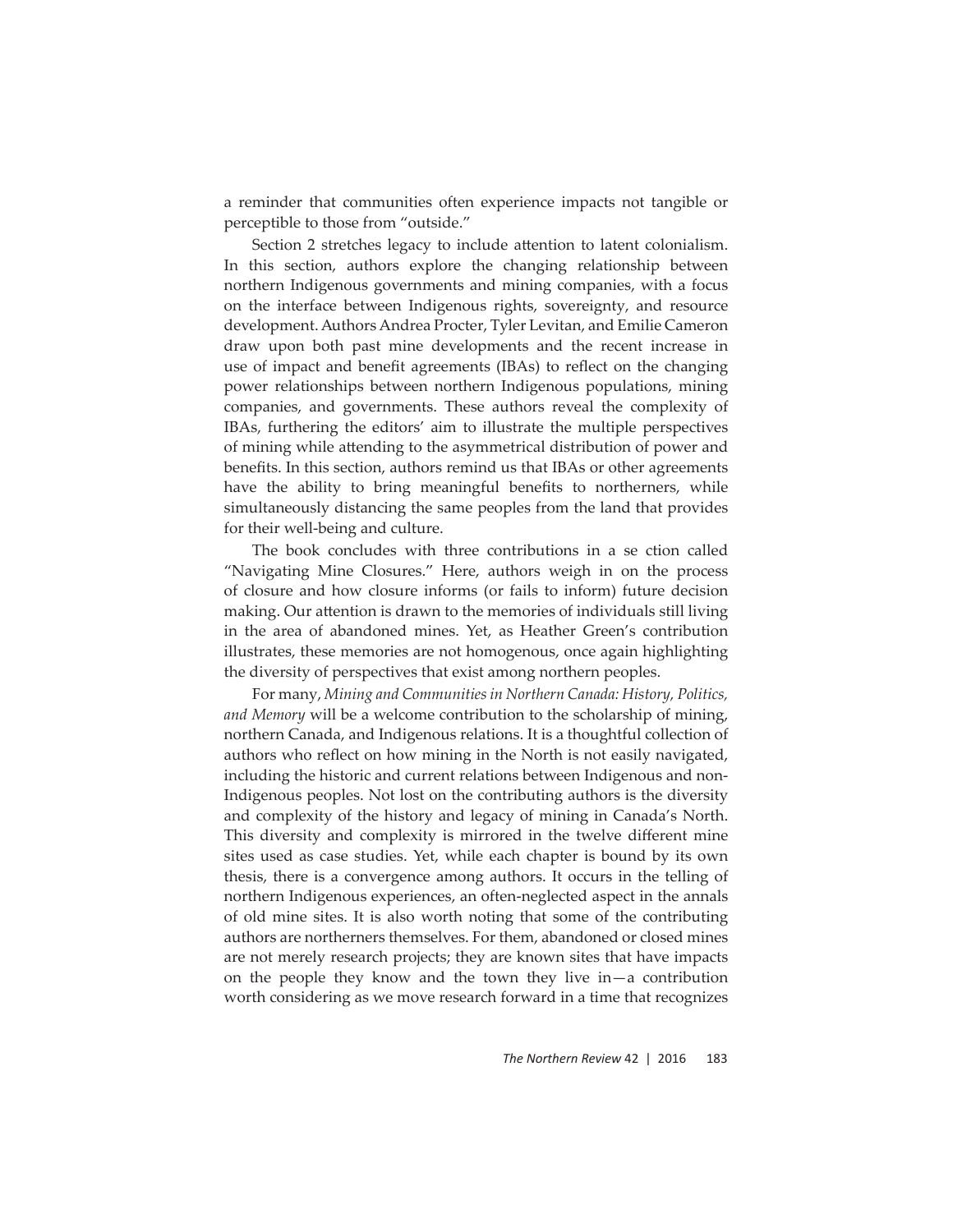a reminder that communities often experience impacts not tangible or perceptible to those from "outside."

Section 2 stretches legacy to include attention to latent colonialism. In this section, authors explore the changing relationship between northern Indigenous governments and mining companies, with a focus on the interface between Indigenous rights, sovereignty, and resource development. Authors Andrea Procter, Tyler Levitan, and Emilie Cameron draw upon both past mine developments and the recent increase in use of impact and benefit agreements (IBAs) to reflect on the changing power relationships between northern Indigenous populations, mining companies, and governments. These authors reveal the complexity of IBAs, furthering the editors' aim to illustrate the multiple perspectives of mining while attending to the asymmetrical distribution of power and benefits. In this section, authors remind us that IBAs or other agreements have the ability to bring meaningful benefits to northerners, while simultaneously distancing the same peoples from the land that provides for their well-being and culture.

The book concludes with three contributions in a se ction called "Navigating Mine Closures." Here, authors weigh in on the process of closure and how closure informs (or fails to inform) future decision making. Our attention is drawn to the memories of individuals still living in the area of abandoned mines. Yet, as Heather Green's contribution illustrates, these memories are not homogenous, once again highlighting the diversity of perspectives that exist among northern peoples.

For many, *Mining and Communities in Northern Canada: History, Politics, and Memory* will be a welcome contribution to the scholarship of mining, northern Canada, and Indigenous relations. It is a thoughtful collection of authors who reflect on how mining in the North is not easily navigated, including the historic and current relations between Indigenous and non-Indigenous peoples. Not lost on the contributing authors is the diversity and complexity of the history and legacy of mining in Canada's North. This diversity and complexity is mirrored in the twelve different mine sites used as case studies. Yet, while each chapter is bound by its own thesis, there is a convergence among authors. It occurs in the telling of northern Indigenous experiences, an often-neglected aspect in the annals of old mine sites. It is also worth noting that some of the contributing authors are northerners themselves. For them, abandoned or closed mines are not merely research projects; they are known sites that have impacts on the people they know and the town they live in—a contribution worth considering as we move research forward in a time that recognizes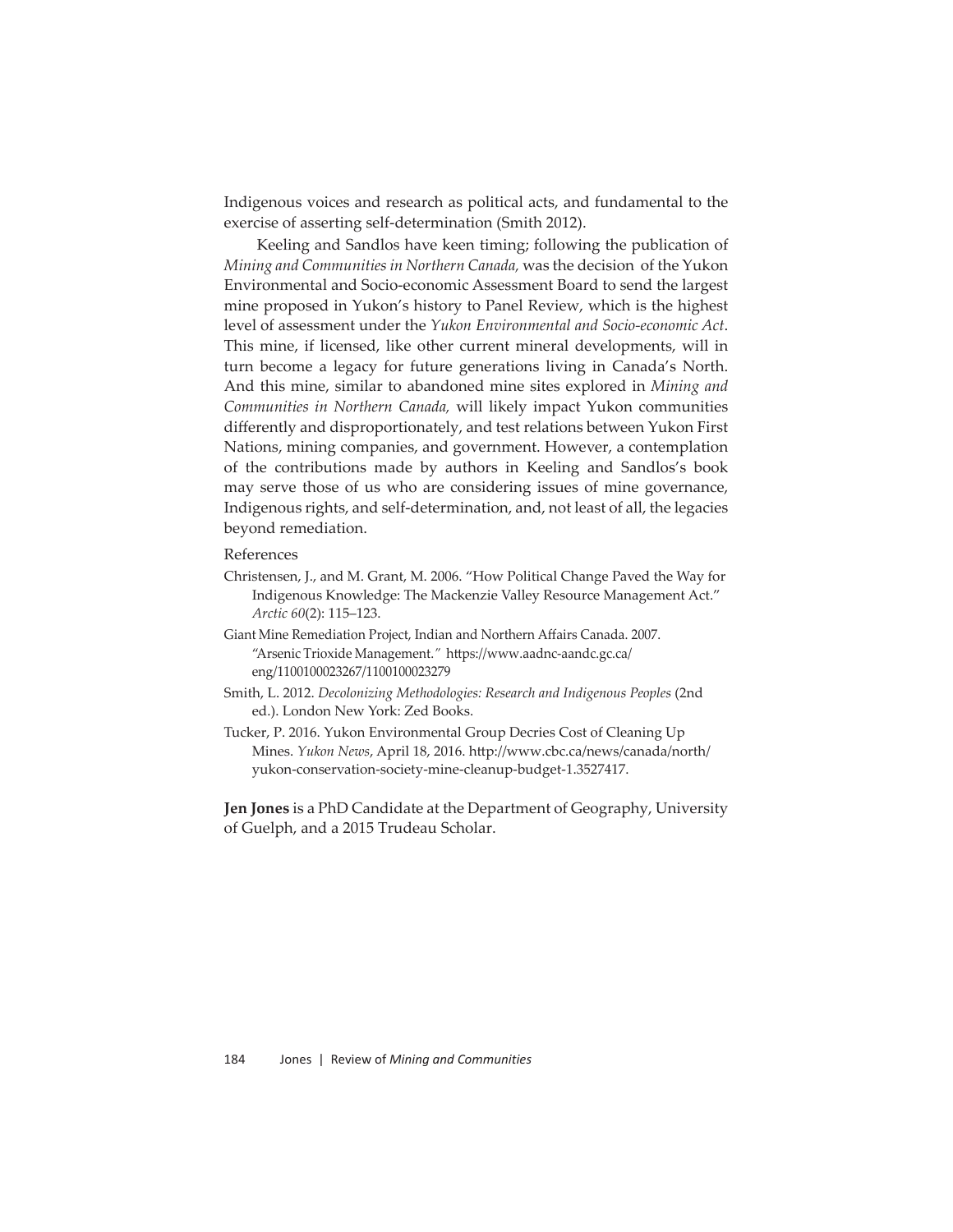Indigenous voices and research as political acts, and fundamental to the exercise of asserting self-determination (Smith 2012).

Keeling and Sandlos have keen timing; following the publication of *Mining and Communities in Northern Canada,* was the decision of the Yukon Environmental and Socio-economic Assessment Board to send the largest mine proposed in Yukon's history to Panel Review, which is the highest level of assessment under the *Yukon Environmental and Socio-economic Act*. This mine, if licensed, like other current mineral developments, will in turn become a legacy for future generations living in Canada's North. And this mine, similar to abandoned mine sites explored in *Mining and Communities in Northern Canada,* will likely impact Yukon communities differently and disproportionately, and test relations between Yukon First Nations, mining companies, and government. However, a contemplation of the contributions made by authors in Keeling and Sandlos's book may serve those of us who are considering issues of mine governance, Indigenous rights, and self-determination, and, not least of all, the legacies beyond remediation.

References

Christensen, J., and M. Grant, M. 2006. "How Political Change Paved the Way for Indigenous Knowledge: The Mackenzie Valley Resource Management Act." *Arctic 60*(2): 115–123.

Giant Mine Remediation Project, Indian and Northern Affairs Canada. 2007. "Arsenic Trioxide Management." https://www.aadnc-aandc.gc.ca/eng/1100100023267/1100100023279

Smith, L. 2012. *Decolonizing Methodologies: Research and Indigenous Peoples* (2nd ed.). London New York: Zed Books.

Tucker, P. 2016. Yukon Environmental Group Decries Cost of Cleaning Up Mines. *Yukon News*, April 18, 2016. http://www.cbc.ca/news/canada/north/yukon-conservation-society-mine-cleanup-budget-1.3527417.

**Jen Jones** is a PhD Candidate at the Department of Geography, University of Guelph, and a 2015 Trudeau Scholar.